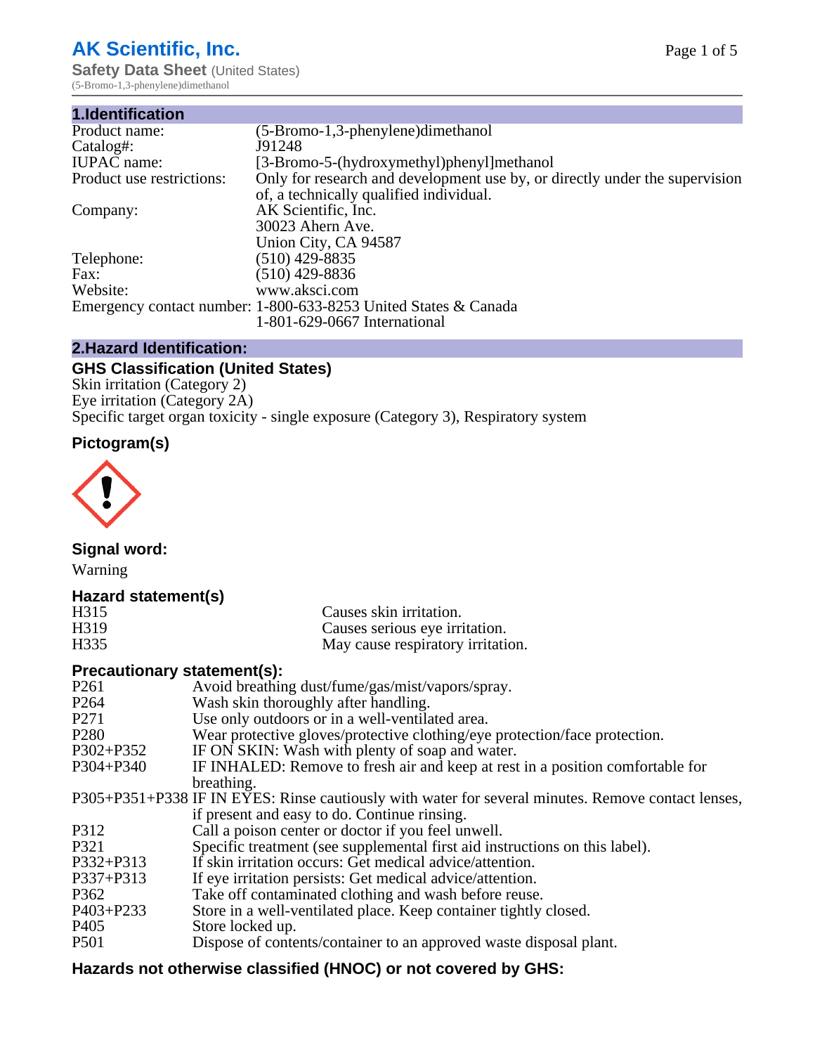# AK Scientific, Inc.

**Safety Data Sheet** (United States)

(5-Bromo-1,3-phenylene)dimethanol

## 1.Identification

| | |
|---|---|
| Product name: | (5-Bromo-1,3-phenylene)dimethanol |
| Catalog#: | J91248 |
| IUPAC name: | [3-Bromo-5-(hydroxymethyl)phenyl]methanol |
| Product use restrictions: | Only for research and development use by, or directly under the supervision of, a technically qualified individual. |
| Company: | AK Scientific, Inc. 30023 Ahern Ave. Union City, CA 94587 |
| Telephone: | (510) 429-8835 |
| Fax: | (510) 429-8836 |
| Website: | www.aksci.com |
| Emergency contact number: | 1-800-633-8253 United States & Canada 1-801-629-0667 International |

## 2.Hazard Identification:

### GHS Classification (United States)

Skin irritation (Category 2)
Eye irritation (Category 2A)
Specific target organ toxicity - single exposure (Category 3), Respiratory system

### Pictogram(s)

### Signal word:

Warning

### Hazard statement(s)

| | |
|---|---|
| H315 | Causes skin irritation. |
| H319 | Causes serious eye irritation. |
| H335 | May cause respiratory irritation. |

### Precautionary statement(s):

| | |
|---|---|
| P261 | Avoid breathing dust/fume/gas/mist/vapors/spray. |
| P264 | Wash skin thoroughly after handling. |
| P271 | Use only outdoors or in a well-ventilated area. |
| P280 | Wear protective gloves/protective clothing/eye protection/face protection. |
| P302+P352 | IF ON SKIN: Wash with plenty of soap and water. |
| P304+P340 | IF INHALED: Remove to fresh air and keep at rest in a position comfortable for breathing. |
| P305+P351+P338 | IF IN EYES: Rinse cautiously with water for several minutes. Remove contact lenses, if present and easy to do. Continue rinsing. |
| P312 | Call a poison center or doctor if you feel unwell. |
| P321 | Specific treatment (see supplemental first aid instructions on this label). |
| P332+P313 | If skin irritation occurs: Get medical advice/attention. |
| P337+P313 | If eye irritation persists: Get medical advice/attention. |
| P362 | Take off contaminated clothing and wash before reuse. |
| P403+P233 | Store in a well-ventilated place. Keep container tightly closed. |
| P405 | Store locked up. |
| P501 | Dispose of contents/container to an approved waste disposal plant. |

### Hazards not otherwise classified (HNOC) or not covered by GHS: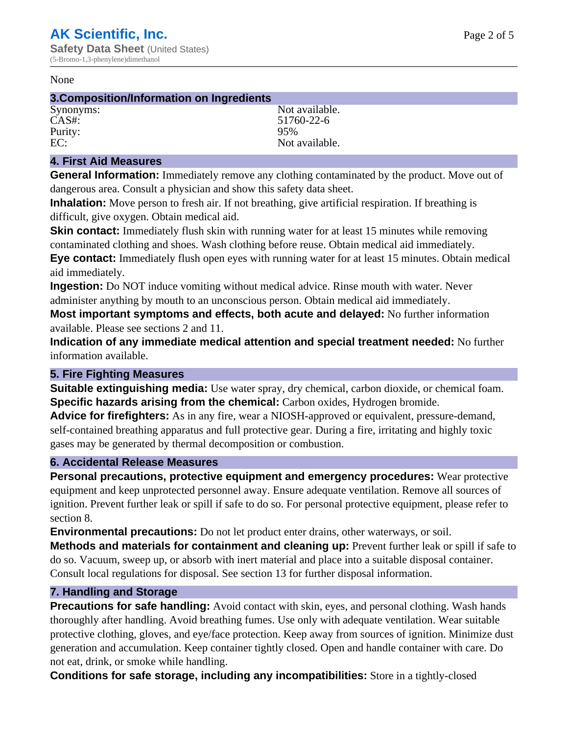None

## 3.Composition/Information on Ingredients

| | |
|---|---|
| Synonyms: | Not available. |
| CAS#: | 51760-22-6 |
| Purity: | 95% |
| EC: | Not available. |

## 4. First Aid Measures

**General Information:** Immediately remove any clothing contaminated by the product. Move out of dangerous area. Consult a physician and show this safety data sheet.

**Inhalation:** Move person to fresh air. If not breathing, give artificial respiration. If breathing is difficult, give oxygen. Obtain medical aid.

**Skin contact:** Immediately flush skin with running water for at least 15 minutes while removing contaminated clothing and shoes. Wash clothing before reuse. Obtain medical aid immediately.

**Eye contact:** Immediately flush open eyes with running water for at least 15 minutes. Obtain medical aid immediately.

**Ingestion:** Do NOT induce vomiting without medical advice. Rinse mouth with water. Never administer anything by mouth to an unconscious person. Obtain medical aid immediately.

**Most important symptoms and effects, both acute and delayed:** No further information available. Please see sections 2 and 11.

**Indication of any immediate medical attention and special treatment needed:** No further information available.

## 5. Fire Fighting Measures

**Suitable extinguishing media:** Use water spray, dry chemical, carbon dioxide, or chemical foam.

**Specific hazards arising from the chemical:** Carbon oxides, Hydrogen bromide.

**Advice for firefighters:** As in any fire, wear a NIOSH-approved or equivalent, pressure-demand, self-contained breathing apparatus and full protective gear. During a fire, irritating and highly toxic gases may be generated by thermal decomposition or combustion.

## 6. Accidental Release Measures

**Personal precautions, protective equipment and emergency procedures:** Wear protective equipment and keep unprotected personnel away. Ensure adequate ventilation. Remove all sources of ignition. Prevent further leak or spill if safe to do so. For personal protective equipment, please refer to section 8.

**Environmental precautions:** Do not let product enter drains, other waterways, or soil.

**Methods and materials for containment and cleaning up:** Prevent further leak or spill if safe to do so. Vacuum, sweep up, or absorb with inert material and place into a suitable disposal container. Consult local regulations for disposal. See section 13 for further disposal information.

## 7. Handling and Storage

**Precautions for safe handling:** Avoid contact with skin, eyes, and personal clothing. Wash hands thoroughly after handling. Avoid breathing fumes. Use only with adequate ventilation. Wear suitable protective clothing, gloves, and eye/face protection. Keep away from sources of ignition. Minimize dust generation and accumulation. Keep container tightly closed. Open and handle container with care. Do not eat, drink, or smoke while handling.

**Conditions for safe storage, including any incompatibilities:** Store in a tightly-closed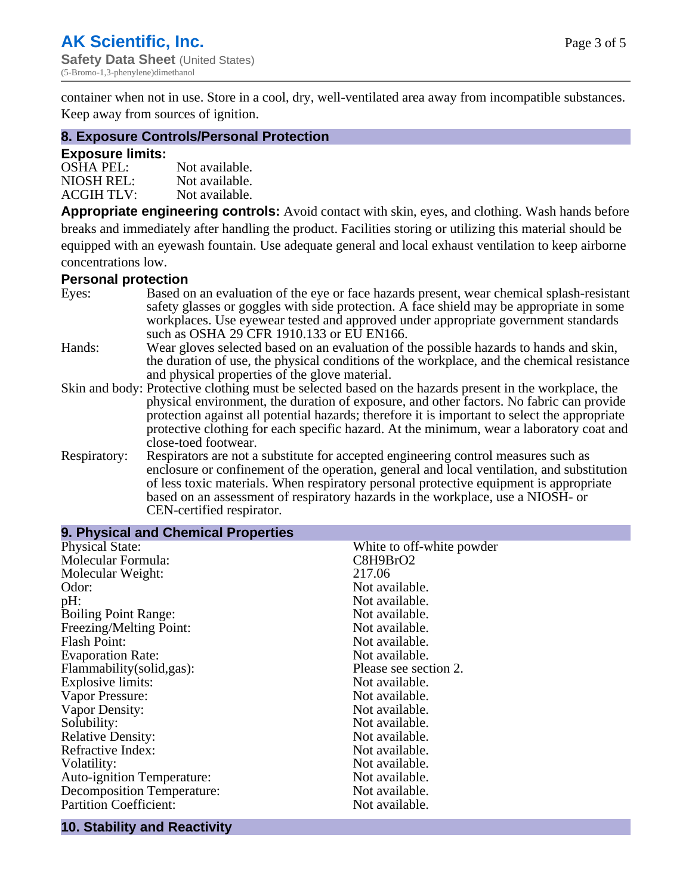container when not in use. Store in a cool, dry, well-ventilated area away from incompatible substances. Keep away from sources of ignition.

## 8. Exposure Controls/Personal Protection

### Exposure limits:

| | |
|---|---|
| OSHA PEL: | Not available. |
| NIOSH REL: | Not available. |
| ACGIH TLV: | Not available. |

**Appropriate engineering controls:** Avoid contact with skin, eyes, and clothing. Wash hands before breaks and immediately after handling the product. Facilities storing or utilizing this material should be equipped with an eyewash fountain. Use adequate general and local exhaust ventilation to keep airborne concentrations low.

### Personal protection

| | |
|---|---|
| Eyes: | Based on an evaluation of the eye or face hazards present, wear chemical splash-resistant safety glasses or goggles with side protection. A face shield may be appropriate in some workplaces. Use eyewear tested and approved under appropriate government standards such as OSHA 29 CFR 1910.133 or EU EN166. |
| Hands: | Wear gloves selected based on an evaluation of the possible hazards to hands and skin, the duration of use, the physical conditions of the workplace, and the chemical resistance and physical properties of the glove material. |
| Skin and body: | Protective clothing must be selected based on the hazards present in the workplace, the physical environment, the duration of exposure, and other factors. No fabric can provide protection against all potential hazards; therefore it is important to select the appropriate protective clothing for each specific hazard. At the minimum, wear a laboratory coat and close-toed footwear. |
| Respiratory: | Respirators are not a substitute for accepted engineering control measures such as enclosure or confinement of the operation, general and local ventilation, and substitution of less toxic materials. When respiratory personal protective equipment is appropriate based on an assessment of respiratory hazards in the workplace, use a NIOSH- or CEN-certified respirator. |

## 9. Physical and Chemical Properties

| | |
|---|---|
| Physical State: | White to off-white powder |
| Molecular Formula: | C8H9BrO2 |
| Molecular Weight: | 217.06 |
| Odor: | Not available. |
| pH: | Not available. |
| Boiling Point Range: | Not available. |
| Freezing/Melting Point: | Not available. |
| Flash Point: | Not available. |
| Evaporation Rate: | Not available. |
| Flammability(solid,gas): | Please see section 2. |
| Explosive limits: | Not available. |
| Vapor Pressure: | Not available. |
| Vapor Density: | Not available. |
| Solubility: | Not available. |
| Relative Density: | Not available. |
| Refractive Index: | Not available. |
| Volatility: | Not available. |
| Auto-ignition Temperature: | Not available. |
| Decomposition Temperature: | Not available. |
| Partition Coefficient: | Not available. |

## 10. Stability and Reactivity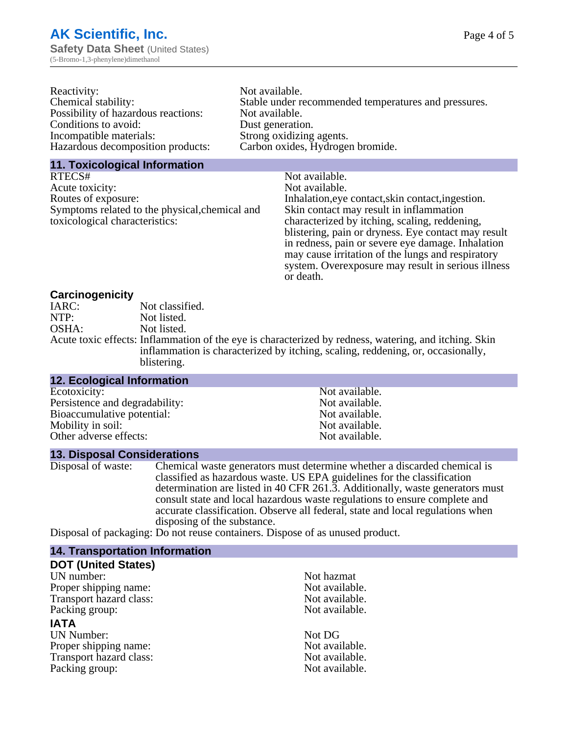| | |
|---|---|
| Reactivity: | Not available. |
| Chemical stability: | Stable under recommended temperatures and pressures. |
| Possibility of hazardous reactions: | Not available. |
| Conditions to avoid: | Dust generation. |
| Incompatible materials: | Strong oxidizing agents. |
| Hazardous decomposition products: | Carbon oxides, Hydrogen bromide. |

## 11. Toxicological Information

| | |
|---|---|
| RTECS# | Not available. |
| Acute toxicity: | Not available. |
| Routes of exposure: | Inhalation,eye contact,skin contact,ingestion. |
| Symptoms related to the physical,chemical and toxicological characteristics: | Skin contact may result in inflammation characterized by itching, scaling, reddening, blistering, pain or dryness. Eye contact may result in redness, pain or severe eye damage. Inhalation may cause irritation of the lungs and respiratory system. Overexposure may result in serious illness or death. |

### Carcinogenicity

| | |
|---|---|
| IARC: | Not classified. |
| NTP: | Not listed. |
| OSHA: | Not listed. |
| Acute toxic effects: | Inflammation of the eye is characterized by redness, watering, and itching. Skin inflammation is characterized by itching, scaling, reddening, or, occasionally, blistering. |

## 12. Ecological Information

| | |
|---|---|
| Ecotoxicity: | Not available. |
| Persistence and degradability: | Not available. |
| Bioaccumulative potential: | Not available. |
| Mobility in soil: | Not available. |
| Other adverse effects: | Not available. |

## 13. Disposal Considerations

Disposal of waste: Chemical waste generators must determine whether a discarded chemical is classified as hazardous waste. US EPA guidelines for the classification determination are listed in 40 CFR 261.3. Additionally, waste generators must consult state and local hazardous waste regulations to ensure complete and accurate classification. Observe all federal, state and local regulations when disposing of the substance.

Disposal of packaging: Do not reuse containers. Dispose of as unused product.

## 14. Transportation Information

### DOT (United States)

| | |
|---|---|
| UN number: | Not hazmat |
| Proper shipping name: | Not available. |
| Transport hazard class: | Not available. |
| Packing group: | Not available. |

### IATA

| | |
|---|---|
| UN Number: | Not DG |
| Proper shipping name: | Not available. |
| Transport hazard class: | Not available. |
| Packing group: | Not available. |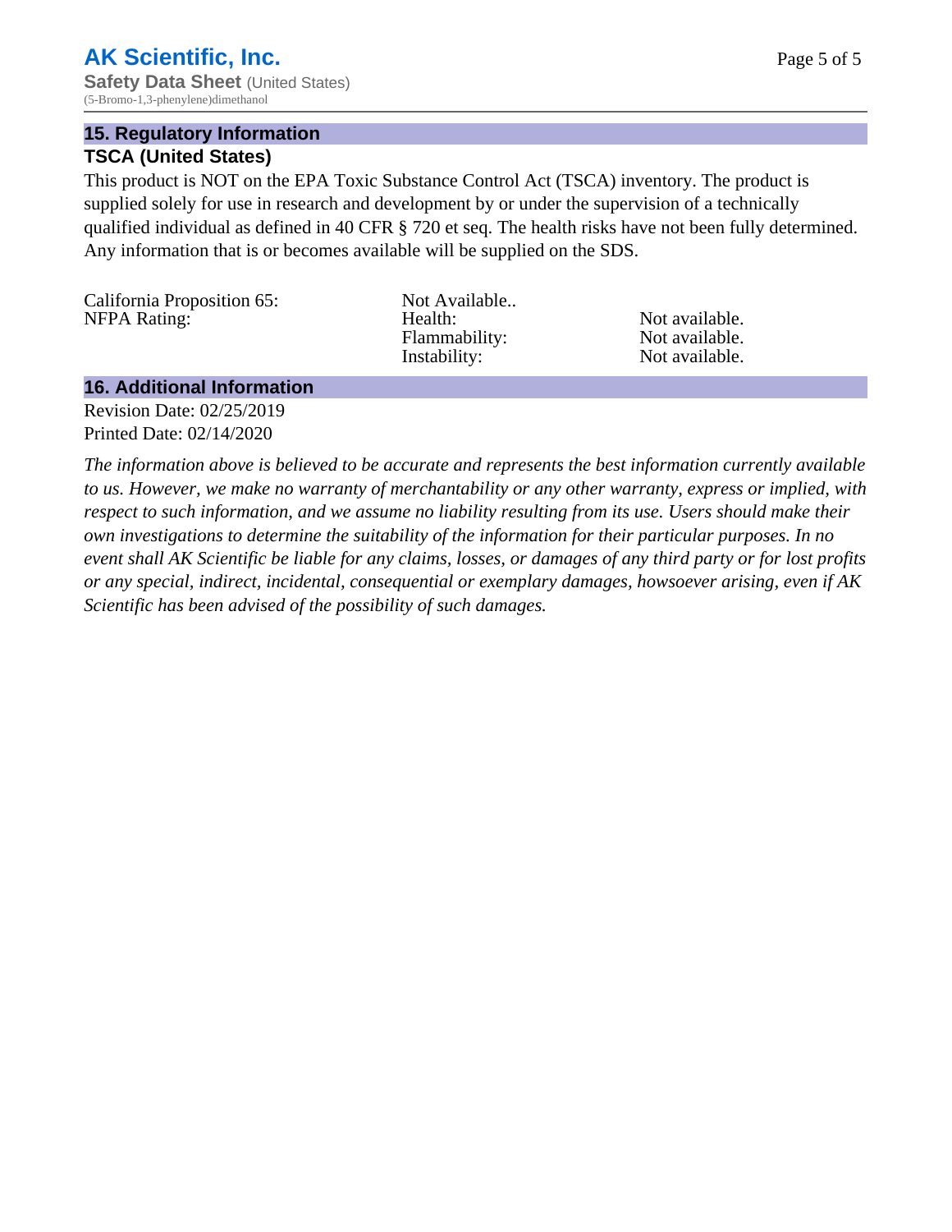## 15. Regulatory Information

### TSCA (United States)

This product is NOT on the EPA Toxic Substance Control Act (TSCA) inventory. The product is supplied solely for use in research and development by or under the supervision of a technically qualified individual as defined in 40 CFR § 720 et seq. The health risks have not been fully determined. Any information that is or becomes available will be supplied on the SDS.

| | | |
|---|---|---|
| California Proposition 65: | Not Available.. | |
| NFPA Rating: | Health: | Not available. |
| | Flammability: | Not available. |
| | Instability: | Not available. |

## 16. Additional Information

Revision Date: 02/25/2019
Printed Date: 02/14/2020

*The information above is believed to be accurate and represents the best information currently available to us. However, we make no warranty of merchantability or any other warranty, express or implied, with respect to such information, and we assume no liability resulting from its use. Users should make their own investigations to determine the suitability of the information for their particular purposes. In no event shall AK Scientific be liable for any claims, losses, or damages of any third party or for lost profits or any special, indirect, incidental, consequential or exemplary damages, howsoever arising, even if AK Scientific has been advised of the possibility of such damages.*